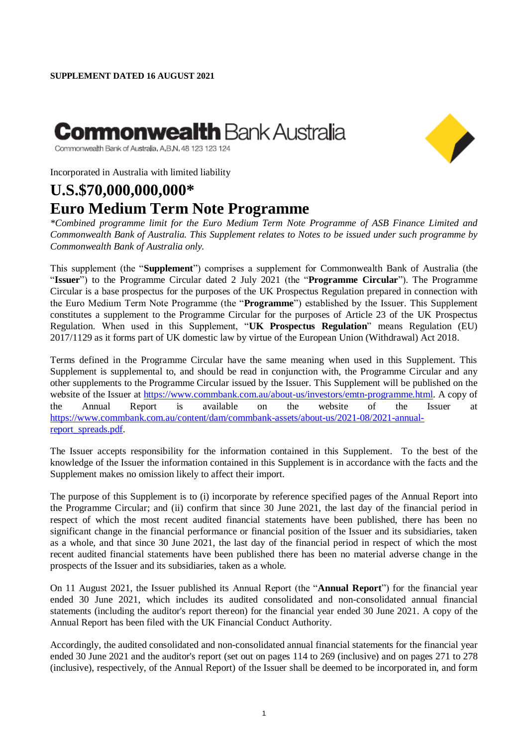**SUPPLEMENT DATED 16 AUGUST 2021**

**Commonwealth** Bank Australia

Commonwealth Bank of Australia, A.B.N. 48 123 123 124

Incorporated in Australia with limited liability

# U.S.$70,000,000,000*

# Euro Medium Term Note Programme

*\*Combined programme limit for the Euro Medium Term Note Programme of ASB Finance Limited and Commonwealth Bank of Australia. This Supplement relates to Notes to be issued under such programme by Commonwealth Bank of Australia only.*

This supplement (the "**Supplement**") comprises a supplement for Commonwealth Bank of Australia (the "**Issuer**") to the Programme Circular dated 2 July 2021 (the "**Programme Circular**"). The Programme Circular is a base prospectus for the purposes of the UK Prospectus Regulation prepared in connection with the Euro Medium Term Note Programme (the "**Programme**") established by the Issuer. This Supplement constitutes a supplement to the Programme Circular for the purposes of Article 23 of the UK Prospectus Regulation. When used in this Supplement, "**UK Prospectus Regulation**" means Regulation (EU) 2017/1129 as it forms part of UK domestic law by virtue of the European Union (Withdrawal) Act 2018.

Terms defined in the Programme Circular have the same meaning when used in this Supplement. This Supplement is supplemental to, and should be read in conjunction with, the Programme Circular and any other supplements to the Programme Circular issued by the Issuer. This Supplement will be published on the website of the Issuer at https://www.commbank.com.au/about-us/investors/emtn-programme.html. A copy of the Annual Report is available on the website of the Issuer at https://www.commbank.com.au/content/dam/commbank-assets/about-us/2021-08/2021-annual-report_spreads.pdf.

The Issuer accepts responsibility for the information contained in this Supplement. To the best of the knowledge of the Issuer the information contained in this Supplement is in accordance with the facts and the Supplement makes no omission likely to affect their import.

The purpose of this Supplement is to (i) incorporate by reference specified pages of the Annual Report into the Programme Circular; and (ii) confirm that since 30 June 2021, the last day of the financial period in respect of which the most recent audited financial statements have been published, there has been no significant change in the financial performance or financial position of the Issuer and its subsidiaries, taken as a whole, and that since 30 June 2021, the last day of the financial period in respect of which the most recent audited financial statements have been published there has been no material adverse change in the prospects of the Issuer and its subsidiaries, taken as a whole.

On 11 August 2021, the Issuer published its Annual Report (the "**Annual Report**") for the financial year ended 30 June 2021, which includes its audited consolidated and non-consolidated annual financial statements (including the auditor's report thereon) for the financial year ended 30 June 2021. A copy of the Annual Report has been filed with the UK Financial Conduct Authority.

Accordingly, the audited consolidated and non-consolidated annual financial statements for the financial year ended 30 June 2021 and the auditor's report (set out on pages 114 to 269 (inclusive) and on pages 271 to 278 (inclusive), respectively, of the Annual Report) of the Issuer shall be deemed to be incorporated in, and form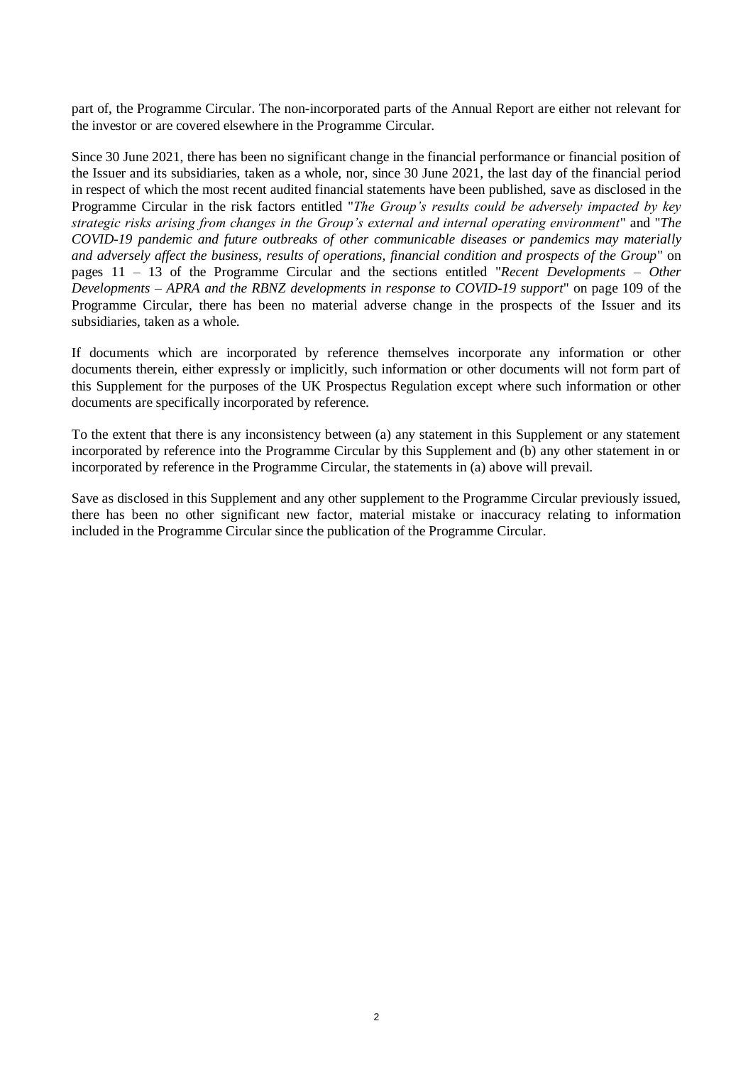part of, the Programme Circular. The non-incorporated parts of the Annual Report are either not relevant for the investor or are covered elsewhere in the Programme Circular.

Since 30 June 2021, there has been no significant change in the financial performance or financial position of the Issuer and its subsidiaries, taken as a whole, nor, since 30 June 2021, the last day of the financial period in respect of which the most recent audited financial statements have been published, save as disclosed in the Programme Circular in the risk factors entitled "*The Group's results could be adversely impacted by key strategic risks arising from changes in the Group's external and internal operating environment*" and "*The COVID-19 pandemic and future outbreaks of other communicable diseases or pandemics may materially and adversely affect the business, results of operations, financial condition and prospects of the Group*" on pages 11 – 13 of the Programme Circular and the sections entitled "*Recent Developments – Other Developments – APRA and the RBNZ developments in response to COVID-19 support*" on page 109 of the Programme Circular, there has been no material adverse change in the prospects of the Issuer and its subsidiaries, taken as a whole.

If documents which are incorporated by reference themselves incorporate any information or other documents therein, either expressly or implicitly, such information or other documents will not form part of this Supplement for the purposes of the UK Prospectus Regulation except where such information or other documents are specifically incorporated by reference.

To the extent that there is any inconsistency between (a) any statement in this Supplement or any statement incorporated by reference into the Programme Circular by this Supplement and (b) any other statement in or incorporated by reference in the Programme Circular, the statements in (a) above will prevail.

Save as disclosed in this Supplement and any other supplement to the Programme Circular previously issued, there has been no other significant new factor, material mistake or inaccuracy relating to information included in the Programme Circular since the publication of the Programme Circular.